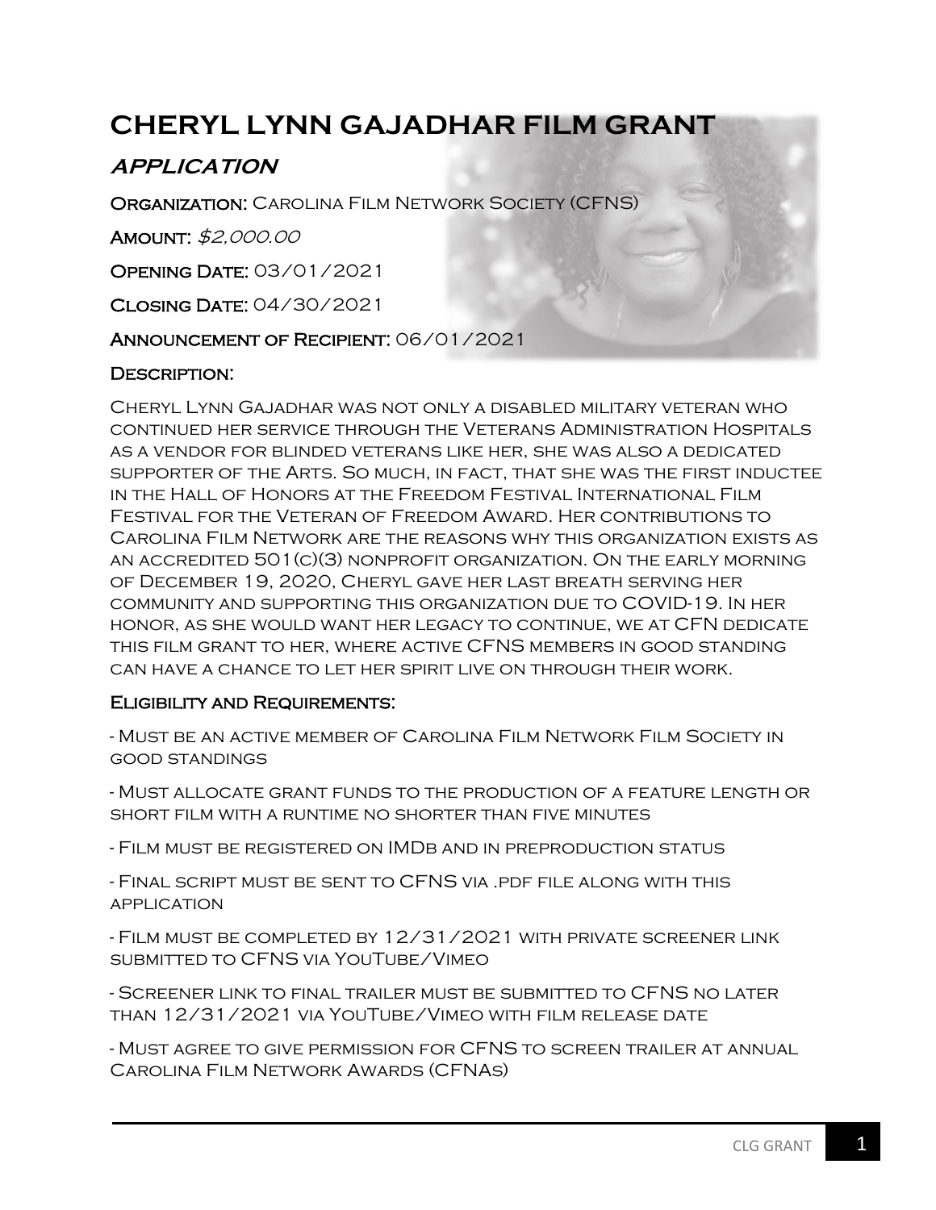# CHERYL LYNN GAJADHAR FILM GRANT

## *APPLICATION*

**Organization:** Carolina Film Network Society (CFNS)

**Amount:** *$2,000.00*

**Opening Date:** 03/01/2021

**Closing Date:** 04/30/2021

**Announcement of Recipient:** 06/01/2021

### Description:

Cheryl Lynn Gajadhar was not only a disabled military veteran who continued her service through the Veterans Administration Hospitals as a vendor for blinded veterans like her, she was also a dedicated supporter of the Arts. So much, in fact, that she was the first inductee in the Hall of Honors at the Freedom Festival International Film Festival for the Veteran of Freedom Award. Her contributions to Carolina Film Network are the reasons why this organization exists as an accredited 501(c)(3) nonprofit organization. On the early morning of December 19, 2020, Cheryl gave her last breath serving her community and supporting this organization due to COVID-19. In her honor, as she would want her legacy to continue, we at CFN dedicate this film grant to her, where active CFNS members in good standing can have a chance to let her spirit live on through their work.

### Eligibility and Requirements:

- Must be an active member of Carolina Film Network Film Society in good standings

- Must allocate grant funds to the production of a feature length or short film with a runtime no shorter than five minutes

- Film must be registered on IMDb and in preproduction status

- Final script must be sent to CFNS via .pdf file along with this application

- Film must be completed by 12/31/2021 with private screener link submitted to CFNS via YouTube/Vimeo

- Screener link to final trailer must be submitted to CFNS no later than 12/31/2021 via YouTube/Vimeo with film release date

- Must agree to give permission for CFNS to screen trailer at annual Carolina Film Network Awards (CFNAs)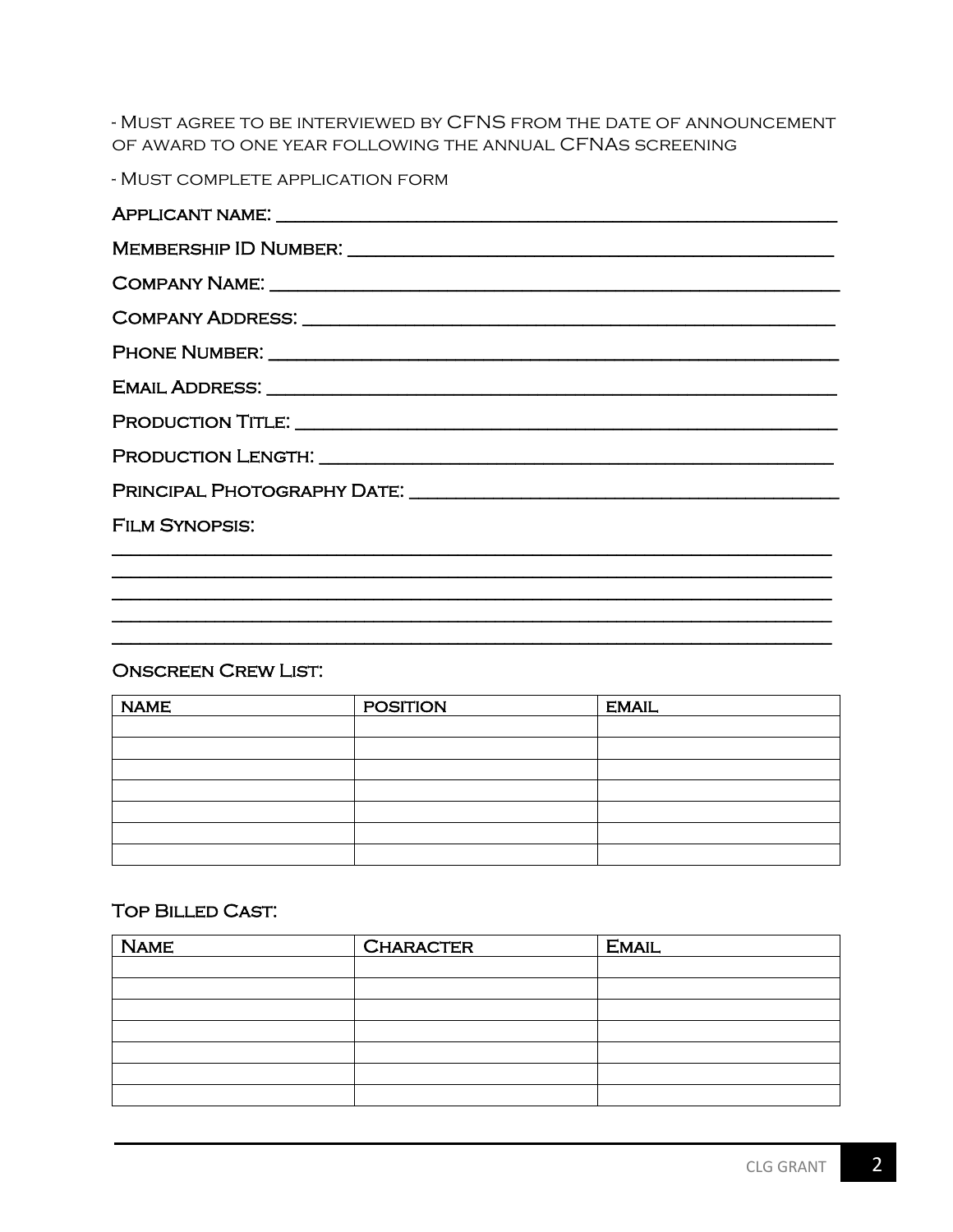- Must agree to be interviewed by CFNS from the date of announcement of award to one year following the annual CFNAs screening

- Must complete application form

**Applicant name:** ______________________________________________

**Membership ID Number:** ______________________________________________

**Company Name:** ______________________________________________

**Company Address:** ______________________________________________

**Phone Number:** ______________________________________________

**Email Address:** ______________________________________________

**Production Title:** ______________________________________________

**Production Length:** ______________________________________________

**Principal Photography Date:** ______________________________________________

**Film Synopsis:**

______________________________________________

______________________________________________

______________________________________________

______________________________________________

______________________________________________

### Onscreen Crew List:

| NAME | POSITION | EMAIL |
| --- | --- | --- |
| | | |
| | | |
| | | |
| | | |
| | | |
| | | |
| | | |

### Top Billed Cast:

| Name | Character | Email |
| --- | --- | --- |
| | | |
| | | |
| | | |
| | | |
| | | |
| | | |
| | | |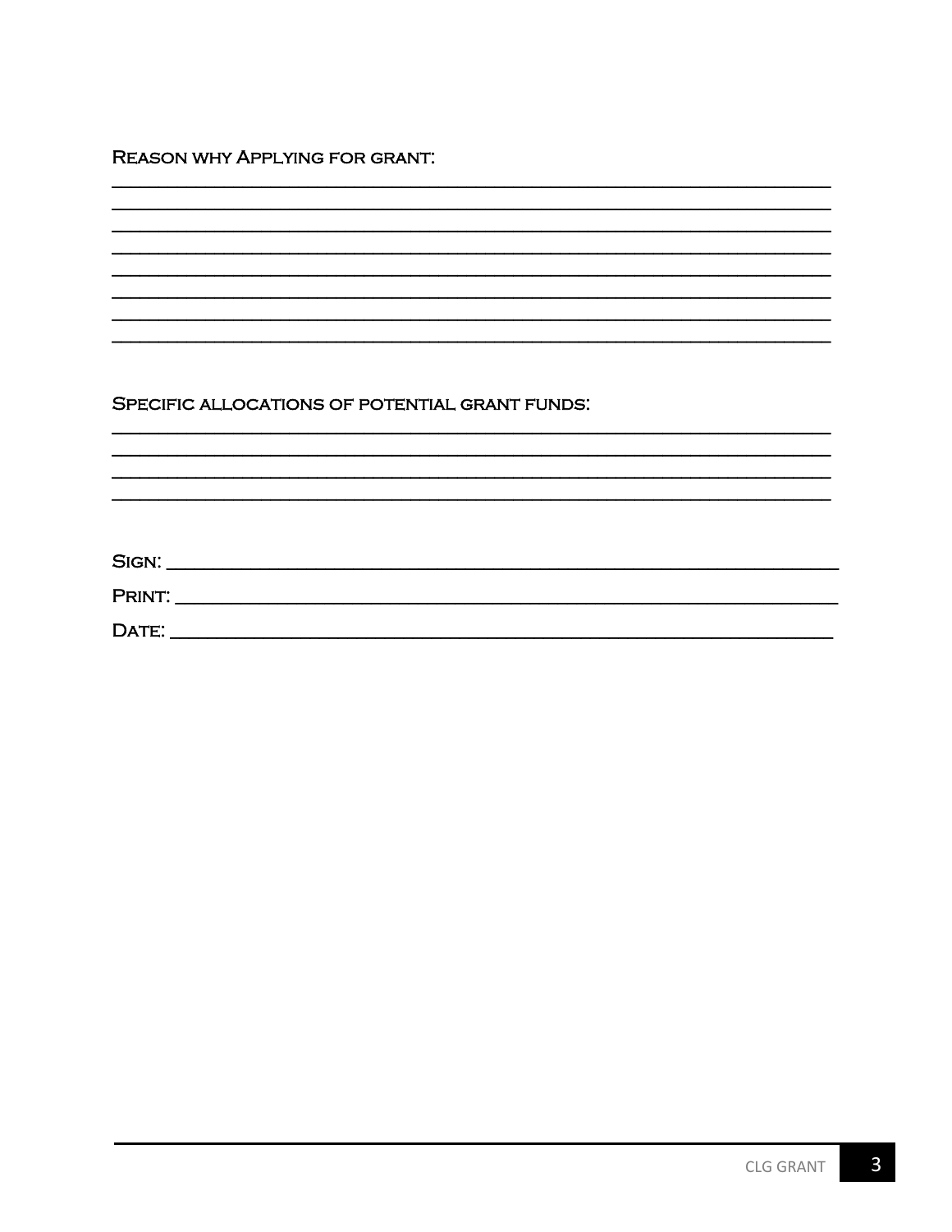**Reason why Applying for grant:**

________________________________________________________________________
________________________________________________________________________
________________________________________________________________________
________________________________________________________________________
________________________________________________________________________
________________________________________________________________________
________________________________________________________________________
________________________________________________________________________

**Specific allocations of potential grant funds:**

________________________________________________________________________
________________________________________________________________________
________________________________________________________________________
________________________________________________________________________

**Sign:** ________________________________________________________________

**Print:** _______________________________________________________________

**Date:** ________________________________________________________________